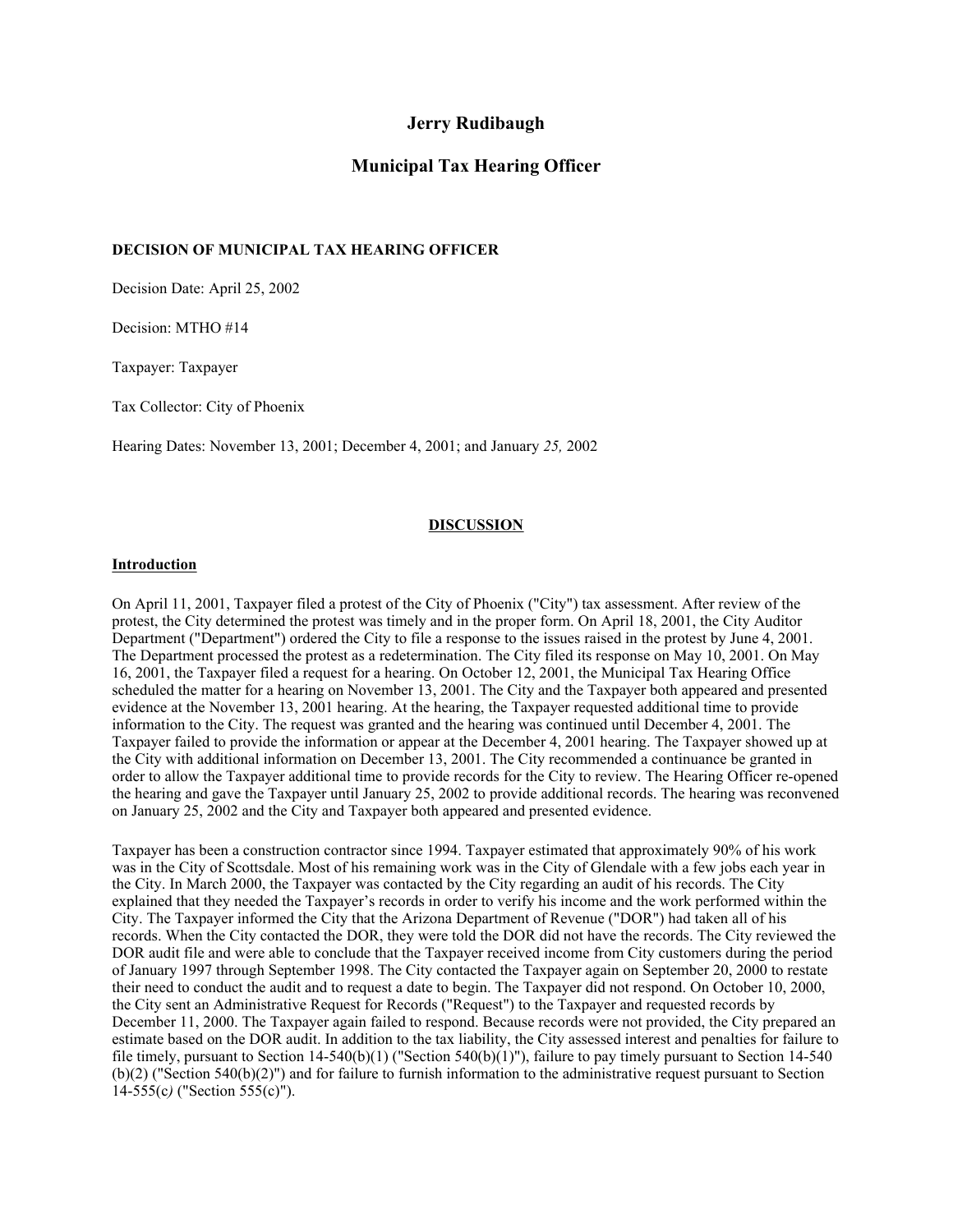# Jerry Rudibaugh

## Municipal Tax Hearing Officer

**DECISION OF MUNICIPAL TAX HEARING OFFICER**

Decision Date: April 25, 2002

Decision: MTHO #14

Taxpayer: Taxpayer

Tax Collector: City of Phoenix

Hearing Dates: November 13, 2001; December 4, 2001; and January *25,* 2002

**DISCUSSION**

**Introduction**

On April 11, 2001, Taxpayer filed a protest of the City of Phoenix ("City") tax assessment. After review of the protest, the City determined the protest was timely and in the proper form. On April 18, 2001, the City Auditor Department ("Department") ordered the City to file a response to the issues raised in the protest by June 4, 2001. The Department processed the protest as a redetermination. The City filed its response on May 10, 2001. On May 16, 2001, the Taxpayer filed a request for a hearing. On October 12, 2001, the Municipal Tax Hearing Office scheduled the matter for a hearing on November 13, 2001. The City and the Taxpayer both appeared and presented evidence at the November 13, 2001 hearing. At the hearing, the Taxpayer requested additional time to provide information to the City. The request was granted and the hearing was continued until December 4, 2001. The Taxpayer failed to provide the information or appear at the December 4, 2001 hearing. The Taxpayer showed up at the City with additional information on December 13, 2001. The City recommended a continuance be granted in order to allow the Taxpayer additional time to provide records for the City to review. The Hearing Officer re-opened the hearing and gave the Taxpayer until January 25, 2002 to provide additional records. The hearing was reconvened on January 25, 2002 and the City and Taxpayer both appeared and presented evidence.

Taxpayer has been a construction contractor since 1994. Taxpayer estimated that approximately 90% of his work was in the City of Scottsdale. Most of his remaining work was in the City of Glendale with a few jobs each year in the City. In March 2000, the Taxpayer was contacted by the City regarding an audit of his records. The City explained that they needed the Taxpayer's records in order to verify his income and the work performed within the City. The Taxpayer informed the City that the Arizona Department of Revenue ("DOR") had taken all of his records. When the City contacted the DOR, they were told the DOR did not have the records. The City reviewed the DOR audit file and were able to conclude that the Taxpayer received income from City customers during the period of January 1997 through September 1998. The City contacted the Taxpayer again on September 20, 2000 to restate their need to conduct the audit and to request a date to begin. The Taxpayer did not respond. On October 10, 2000, the City sent an Administrative Request for Records ("Request") to the Taxpayer and requested records by December 11, 2000. The Taxpayer again failed to respond. Because records were not provided, the City prepared an estimate based on the DOR audit. In addition to the tax liability, the City assessed interest and penalties for failure to file timely, pursuant to Section 14-540(b)(1) ("Section 540(b)(1)"), failure to pay timely pursuant to Section 14-540 (b)(2) ("Section 540(b)(2)") and for failure to furnish information to the administrative request pursuant to Section 14-555(c*)* ("Section 555(c)").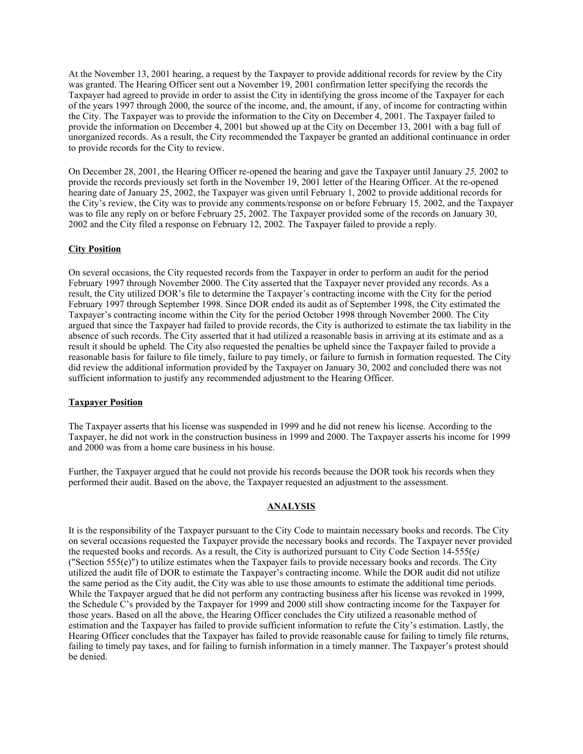At the November 13, 2001 hearing, a request by the Taxpayer to provide additional records for review by the City was granted. The Hearing Officer sent out a November 19, 2001 confirmation letter specifying the records the Taxpayer had agreed to provide in order to assist the City in identifying the gross income of the Taxpayer for each of the years 1997 through 2000, the source of the income, and, the amount, if any, of income for contracting within the City. The Taxpayer was to provide the information to the City on December 4, 2001. The Taxpayer failed to provide the information on December 4, 2001 but showed up at the City on December 13, 2001 with a bag full of unorganized records. As a result, the City recommended the Taxpayer be granted an additional continuance in order to provide records for the City to review.

On December 28, 2001, the Hearing Officer re-opened the hearing and gave the Taxpayer until January *25,* 2002 to provide the records previously set forth in the November 19, 2001 letter of the Hearing Officer. At the re-opened hearing date of January 25, 2002, the Taxpayer was given until February 1, 2002 to provide additional records for the City's review, the City was to provide any comments/response on or before February 15*,* 2002, and the Taxpayer was to file any reply on or before February 25, 2002. The Taxpayer provided some of the records on January 30, 2002 and the City filed a response on February 12, 2002. The Taxpayer failed to provide a reply.

**City Position**

On several occasions, the City requested records from the Taxpayer in order to perform an audit for the period February 1997 through November 2000. The City asserted that the Taxpayer never provided any records. As a result, the City utilized DOR's file to determine the Taxpayer's contracting income with the City for the period February 1997 through September 1998. Since DOR ended its audit as of September 1998, the City estimated the Taxpayer's contracting income within the City for the period October 1998 through November 2000. The City argued that since the Taxpayer had failed to provide records, the City is authorized to estimate the tax liability in the absence of such records. The City asserted that it had utilized a reasonable basis in arriving at its estimate and as a result it should be upheld. The City also requested the penalties be upheld since the Taxpayer failed to provide a reasonable basis for failure to file timely, failure to pay timely, or failure to furnish in formation requested. The City did review the additional information provided by the Taxpayer on January 30, 2002 and concluded there was not sufficient information to justify any recommended adjustment to the Hearing Officer.

**Taxpayer Position**

The Taxpayer asserts that his license was suspended in 1999 and he did not renew his license. According to the Taxpayer, he did not work in the construction business in 1999 and 2000. The Taxpayer asserts his income for 1999 and 2000 was from a home care business in his house.

Further, the Taxpayer argued that he could not provide his records because the DOR took his records when they performed their audit. Based on the above, the Taxpayer requested an adjustment to the assessment.

**ANALYSIS**

It is the responsibility of the Taxpayer pursuant to the City Code to maintain necessary books and records. The City on several occasions requested the Taxpayer provide the necessary books and records. The Taxpayer never provided the requested books and records. As a result, the City is authorized pursuant to City Code Section 14-555(e*)* ("Section 555(e)") to utilize estimates when the Taxpayer fails to provide necessary books and records. The City utilized the audit file of DOR to estimate the Taxpayer's contracting income. While the DOR audit did not utilize the same period as the City audit, the City was able to use those amounts to estimate the additional time periods. While the Taxpayer argued that he did not perform any contracting business after his license was revoked in 1999, the Schedule C's provided by the Taxpayer for 1999 and 2000 still show contracting income for the Taxpayer for those years. Based on all the above, the Hearing Officer concludes the City utilized a reasonable method of estimation and the Taxpayer has failed to provide sufficient information to refute the City's estimation. Lastly, the Hearing Officer concludes that the Taxpayer has failed to provide reasonable cause for failing to timely file returns, failing to timely pay taxes, and for failing to furnish information in a timely manner. The Taxpayer's protest should be denied.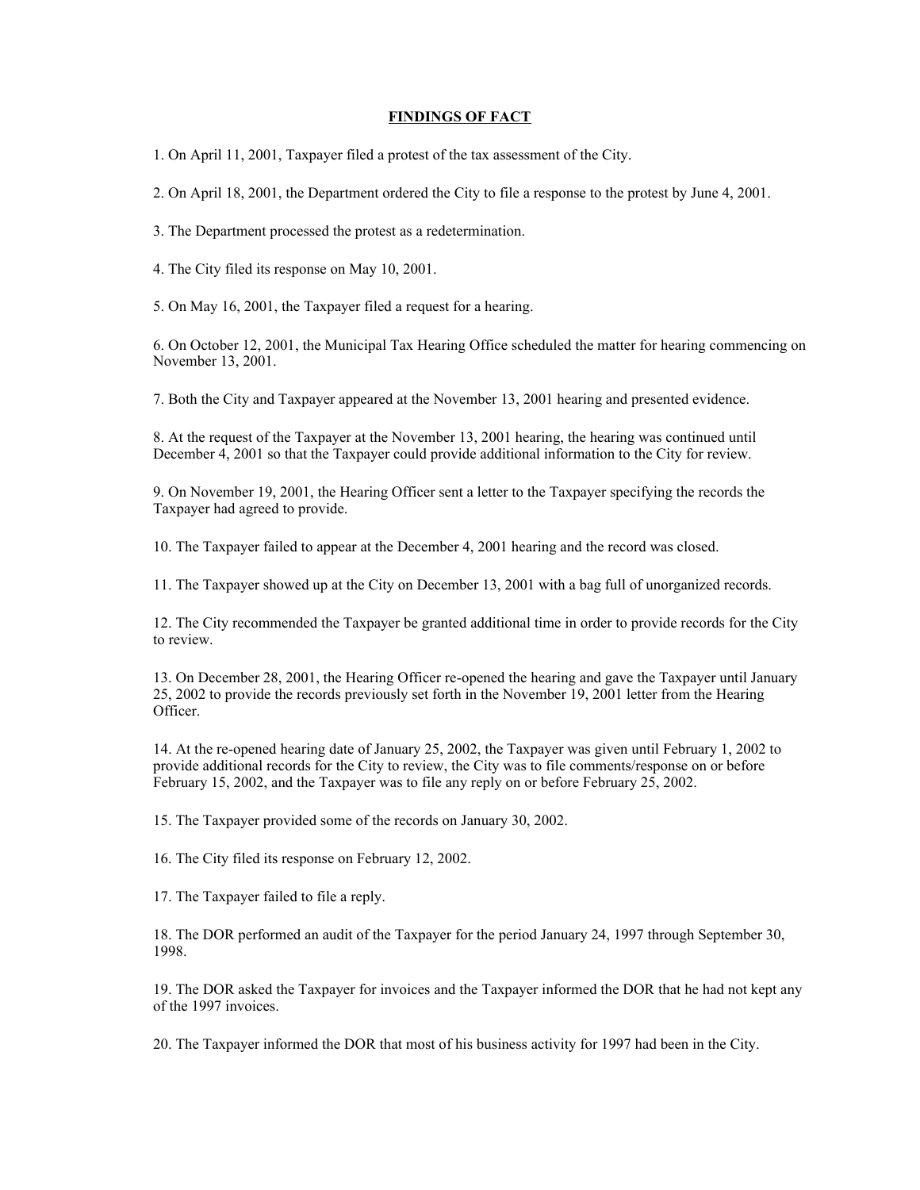## FINDINGS OF FACT

1. On April 11, 2001, Taxpayer filed a protest of the tax assessment of the City.

2. On April 18, 2001, the Department ordered the City to file a response to the protest by June 4, 2001.

3. The Department processed the protest as a redetermination.

4. The City filed its response on May 10, 2001.

5. On May 16, 2001, the Taxpayer filed a request for a hearing.

6. On October 12, 2001, the Municipal Tax Hearing Office scheduled the matter for hearing commencing on November 13, 2001.

7. Both the City and Taxpayer appeared at the November 13, 2001 hearing and presented evidence.

8. At the request of the Taxpayer at the November 13, 2001 hearing, the hearing was continued until December 4, 2001 so that the Taxpayer could provide additional information to the City for review.

9. On November 19, 2001, the Hearing Officer sent a letter to the Taxpayer specifying the records the Taxpayer had agreed to provide.

10. The Taxpayer failed to appear at the December 4, 2001 hearing and the record was closed.

11. The Taxpayer showed up at the City on December 13, 2001 with a bag full of unorganized records.

12. The City recommended the Taxpayer be granted additional time in order to provide records for the City to review.

13. On December 28, 2001, the Hearing Officer re-opened the hearing and gave the Taxpayer until January 25, 2002 to provide the records previously set forth in the November 19, 2001 letter from the Hearing Officer.

14. At the re-opened hearing date of January 25, 2002, the Taxpayer was given until February 1, 2002 to provide additional records for the City to review, the City was to file comments/response on or before February 15, 2002, and the Taxpayer was to file any reply on or before February 25, 2002.

15. The Taxpayer provided some of the records on January 30, 2002.

16. The City filed its response on February 12, 2002.

17. The Taxpayer failed to file a reply.

18. The DOR performed an audit of the Taxpayer for the period January 24, 1997 through September 30, 1998.

19. The DOR asked the Taxpayer for invoices and the Taxpayer informed the DOR that he had not kept any of the 1997 invoices.

20. The Taxpayer informed the DOR that most of his business activity for 1997 had been in the City.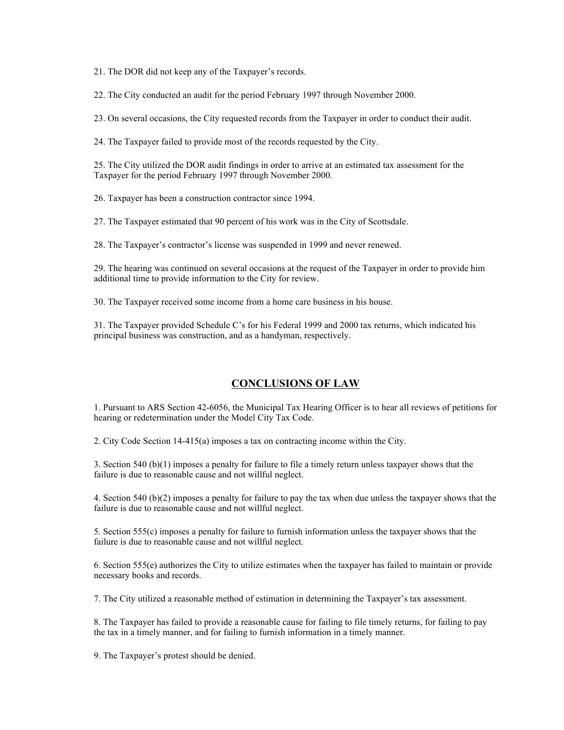21. The DOR did not keep any of the Taxpayer's records.

22. The City conducted an audit for the period February 1997 through November 2000.

23. On several occasions, the City requested records from the Taxpayer in order to conduct their audit.

24. The Taxpayer failed to provide most of the records requested by the City.

25. The City utilized the DOR audit findings in order to arrive at an estimated tax assessment for the Taxpayer for the period February 1997 through November 2000.

26. Taxpayer has been a construction contractor since 1994.

27. The Taxpayer estimated that 90 percent of his work was in the City of Scottsdale.

28. The Taxpayer's contractor's license was suspended in 1999 and never renewed.

29. The hearing was continued on several occasions at the request of the Taxpayer in order to provide him additional time to provide information to the City for review.

30. The Taxpayer received some income from a home care business in his house.

31. The Taxpayer provided Schedule C's for his Federal 1999 and 2000 tax returns, which indicated his principal business was construction, and as a handyman, respectively.

## CONCLUSIONS OF LAW

1. Pursuant to ARS Section 42-6056, the Municipal Tax Hearing Officer is to hear all reviews of petitions for hearing or redetermination under the Model City Tax Code.

2. City Code Section 14-415(a) imposes a tax on contracting income within the City.

3. Section 540 (b)(1) imposes a penalty for failure to file a timely return unless taxpayer shows that the failure is due to reasonable cause and not willful neglect.

4. Section 540 (b)(2) imposes a penalty for failure to pay the tax when due unless the taxpayer shows that the failure is due to reasonable cause and not willful neglect.

5. Section 555(c) imposes a penalty for failure to furnish information unless the taxpayer shows that the failure is due to reasonable cause and not willful neglect.

6. Section 555(e) authorizes the City to utilize estimates when the taxpayer has failed to maintain or provide necessary books and records.

7. The City utilized a reasonable method of estimation in determining the Taxpayer's tax assessment.

8. The Taxpayer has failed to provide a reasonable cause for failing to file timely returns, for failing to pay the tax in a timely manner, and for failing to furnish information in a timely manner.

9. The Taxpayer's protest should be denied.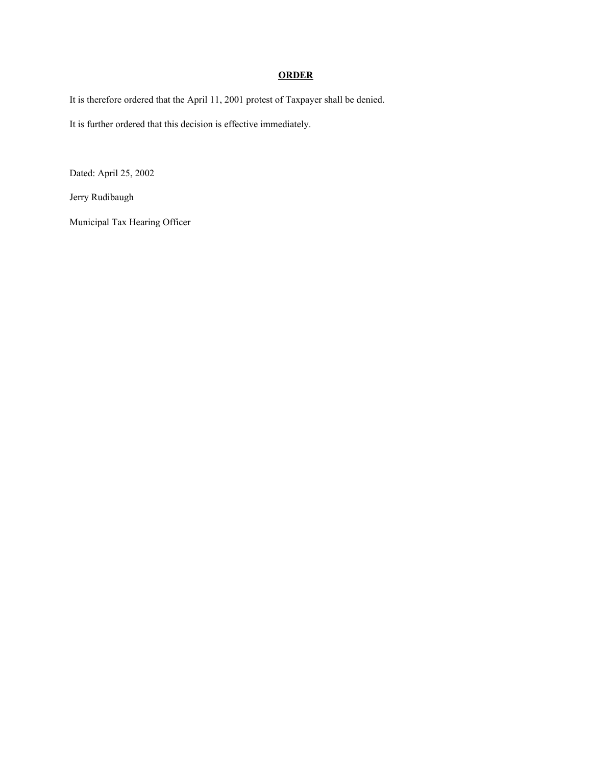**ORDER**

It is therefore ordered that the April 11, 2001 protest of Taxpayer shall be denied.

It is further ordered that this decision is effective immediately.

Dated: April 25, 2002

Jerry Rudibaugh

Municipal Tax Hearing Officer